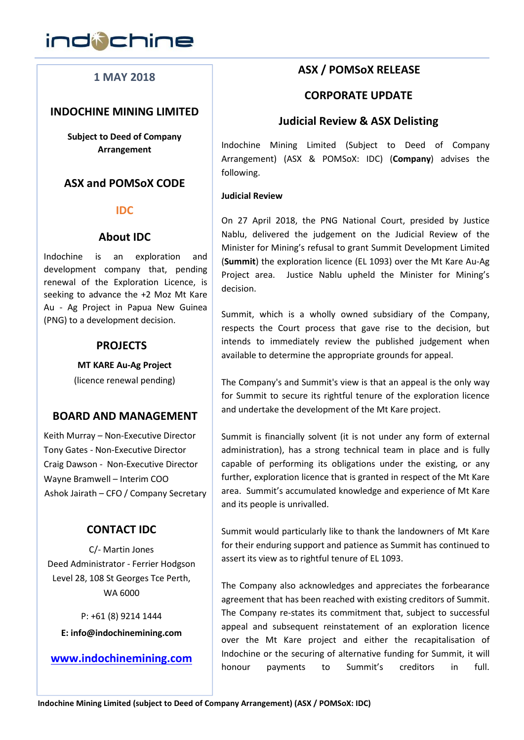indochine

## 1 MAY 2018

## INDOCHINE MINING LIMITED

**Subject to Deed of Company Arrangement**

## ASX and POMSoX CODE

**IDC**

## About IDC

Indochine is an exploration and development company that, pending renewal of the Exploration Licence, is seeking to advance the +2 Moz Mt Kare Au - Ag Project in Papua New Guinea (PNG) to a development decision.

## PROJECTS

**MT KARE Au-Ag Project**

(licence renewal pending)

## BOARD AND MANAGEMENT

Keith Murray – Non-Executive Director
Tony Gates - Non-Executive Director
Craig Dawson - Non-Executive Director
Wayne Bramwell – Interim COO
Ashok Jairath – CFO / Company Secretary

## CONTACT IDC

C/- Martin Jones
Deed Administrator - Ferrier Hodgson
Level 28, 108 St Georges Tce Perth, WA 6000

P: +61 (8) 9214 1444

**E: info@indochinemining.com**

www.indochinemining.com

# ASX / POMSoX RELEASE

# CORPORATE UPDATE

## Judicial Review & ASX Delisting

Indochine Mining Limited (Subject to Deed of Company Arrangement) (ASX & POMSoX: IDC) (**Company**) advises the following.

**Judicial Review**

On 27 April 2018, the PNG National Court, presided by Justice Nablu, delivered the judgement on the Judicial Review of the Minister for Mining's refusal to grant Summit Development Limited (**Summit**) the exploration licence (EL 1093) over the Mt Kare Au-Ag Project area. Justice Nablu upheld the Minister for Mining's decision.

Summit, which is a wholly owned subsidiary of the Company, respects the Court process that gave rise to the decision, but intends to immediately review the published judgement when available to determine the appropriate grounds for appeal.

The Company's and Summit's view is that an appeal is the only way for Summit to secure its rightful tenure of the exploration licence and undertake the development of the Mt Kare project.

Summit is financially solvent (it is not under any form of external administration), has a strong technical team in place and is fully capable of performing its obligations under the existing, or any further, exploration licence that is granted in respect of the Mt Kare area. Summit's accumulated knowledge and experience of Mt Kare and its people is unrivalled.

Summit would particularly like to thank the landowners of Mt Kare for their enduring support and patience as Summit has continued to assert its view as to rightful tenure of EL 1093.

The Company also acknowledges and appreciates the forbearance agreement that has been reached with existing creditors of Summit. The Company re-states its commitment that, subject to successful appeal and subsequent reinstatement of an exploration licence over the Mt Kare project and either the recapitalisation of Indochine or the securing of alternative funding for Summit, it will honour payments to Summit's creditors in full.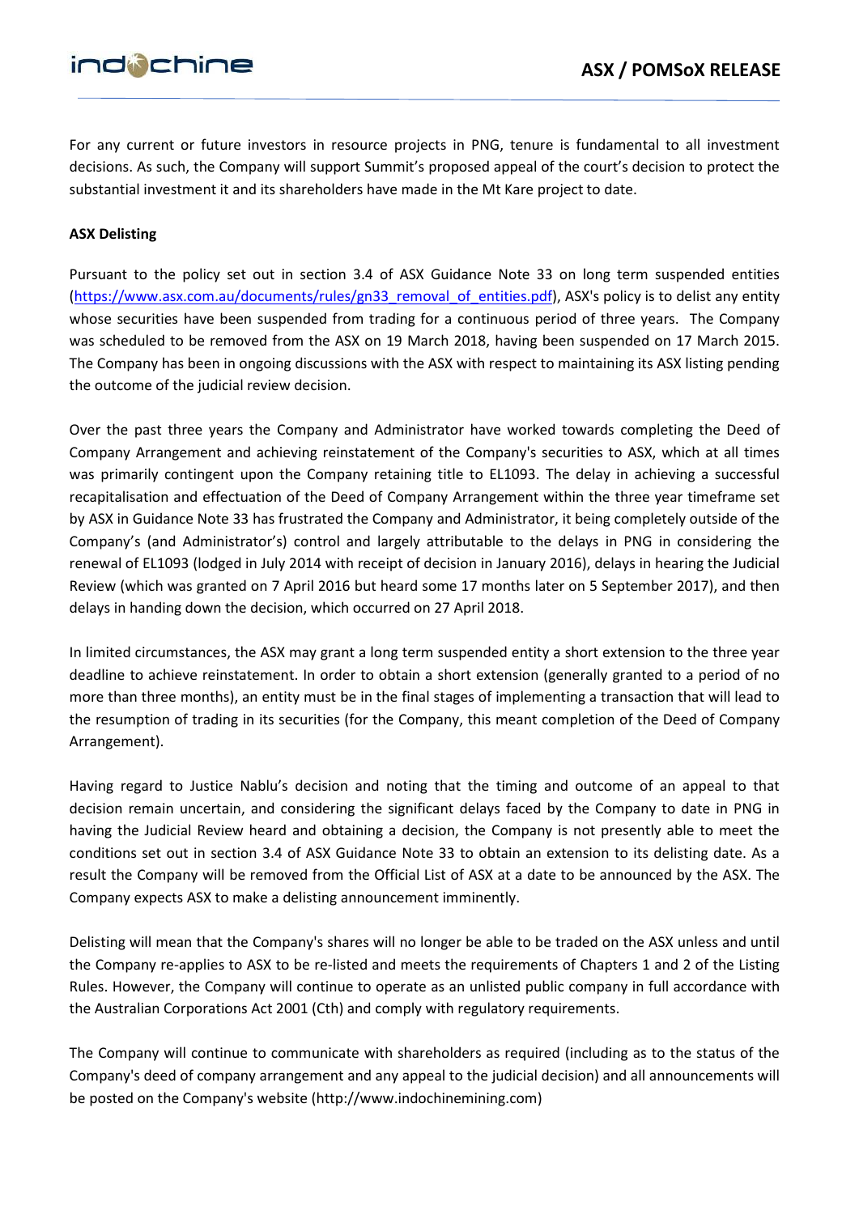For any current or future investors in resource projects in PNG, tenure is fundamental to all investment decisions. As such, the Company will support Summit's proposed appeal of the court's decision to protect the substantial investment it and its shareholders have made in the Mt Kare project to date.

**ASX Delisting**

Pursuant to the policy set out in section 3.4 of ASX Guidance Note 33 on long term suspended entities (https://www.asx.com.au/documents/rules/gn33_removal_of_entities.pdf), ASX's policy is to delist any entity whose securities have been suspended from trading for a continuous period of three years. The Company was scheduled to be removed from the ASX on 19 March 2018, having been suspended on 17 March 2015. The Company has been in ongoing discussions with the ASX with respect to maintaining its ASX listing pending the outcome of the judicial review decision.

Over the past three years the Company and Administrator have worked towards completing the Deed of Company Arrangement and achieving reinstatement of the Company's securities to ASX, which at all times was primarily contingent upon the Company retaining title to EL1093. The delay in achieving a successful recapitalisation and effectuation of the Deed of Company Arrangement within the three year timeframe set by ASX in Guidance Note 33 has frustrated the Company and Administrator, it being completely outside of the Company's (and Administrator's) control and largely attributable to the delays in PNG in considering the renewal of EL1093 (lodged in July 2014 with receipt of decision in January 2016), delays in hearing the Judicial Review (which was granted on 7 April 2016 but heard some 17 months later on 5 September 2017), and then delays in handing down the decision, which occurred on 27 April 2018.

In limited circumstances, the ASX may grant a long term suspended entity a short extension to the three year deadline to achieve reinstatement. In order to obtain a short extension (generally granted to a period of no more than three months), an entity must be in the final stages of implementing a transaction that will lead to the resumption of trading in its securities (for the Company, this meant completion of the Deed of Company Arrangement).

Having regard to Justice Nablu's decision and noting that the timing and outcome of an appeal to that decision remain uncertain, and considering the significant delays faced by the Company to date in PNG in having the Judicial Review heard and obtaining a decision, the Company is not presently able to meet the conditions set out in section 3.4 of ASX Guidance Note 33 to obtain an extension to its delisting date. As a result the Company will be removed from the Official List of ASX at a date to be announced by the ASX. The Company expects ASX to make a delisting announcement imminently.

Delisting will mean that the Company's shares will no longer be able to be traded on the ASX unless and until the Company re-applies to ASX to be re-listed and meets the requirements of Chapters 1 and 2 of the Listing Rules. However, the Company will continue to operate as an unlisted public company in full accordance with the Australian Corporations Act 2001 (Cth) and comply with regulatory requirements.

The Company will continue to communicate with shareholders as required (including as to the status of the Company's deed of company arrangement and any appeal to the judicial decision) and all announcements will be posted on the Company's website (http://www.indochinemining.com)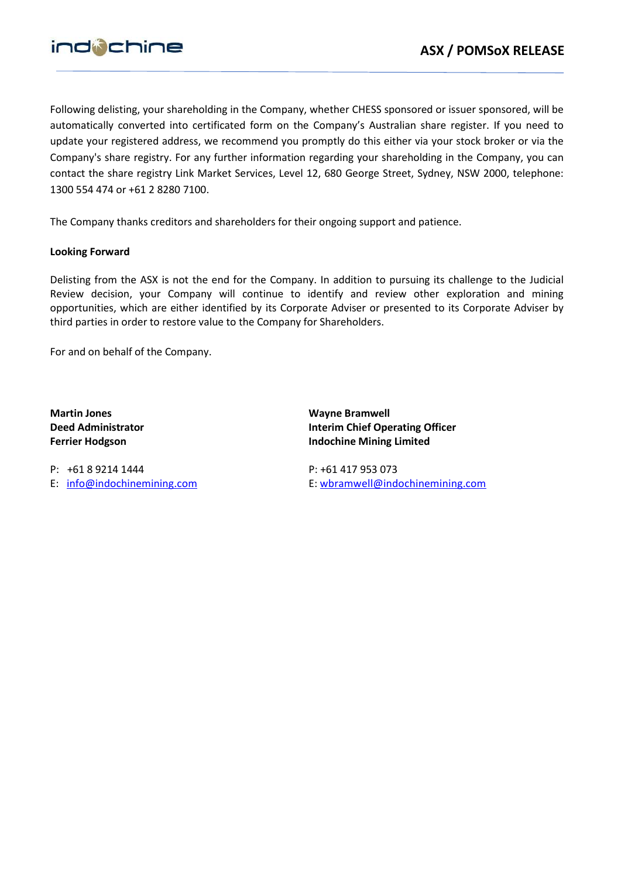Following delisting, your shareholding in the Company, whether CHESS sponsored or issuer sponsored, will be automatically converted into certificated form on the Company's Australian share register. If you need to update your registered address, we recommend you promptly do this either via your stock broker or via the Company's share registry. For any further information regarding your shareholding in the Company, you can contact the share registry Link Market Services, Level 12, 680 George Street, Sydney, NSW 2000, telephone: 1300 554 474 or +61 2 8280 7100.

The Company thanks creditors and shareholders for their ongoing support and patience.

**Looking Forward**

Delisting from the ASX is not the end for the Company. In addition to pursuing its challenge to the Judicial Review decision, your Company will continue to identify and review other exploration and mining opportunities, which are either identified by its Corporate Adviser or presented to its Corporate Adviser by third parties in order to restore value to the Company for Shareholders.

For and on behalf of the Company.

**Martin Jones**
**Deed Administrator**
**Ferrier Hodgson**

P: +61 8 9214 1444
E: info@indochinemining.com

**Wayne Bramwell**
**Interim Chief Operating Officer**
**Indochine Mining Limited**

P: +61 417 953 073
E: wbramwell@indochinemining.com